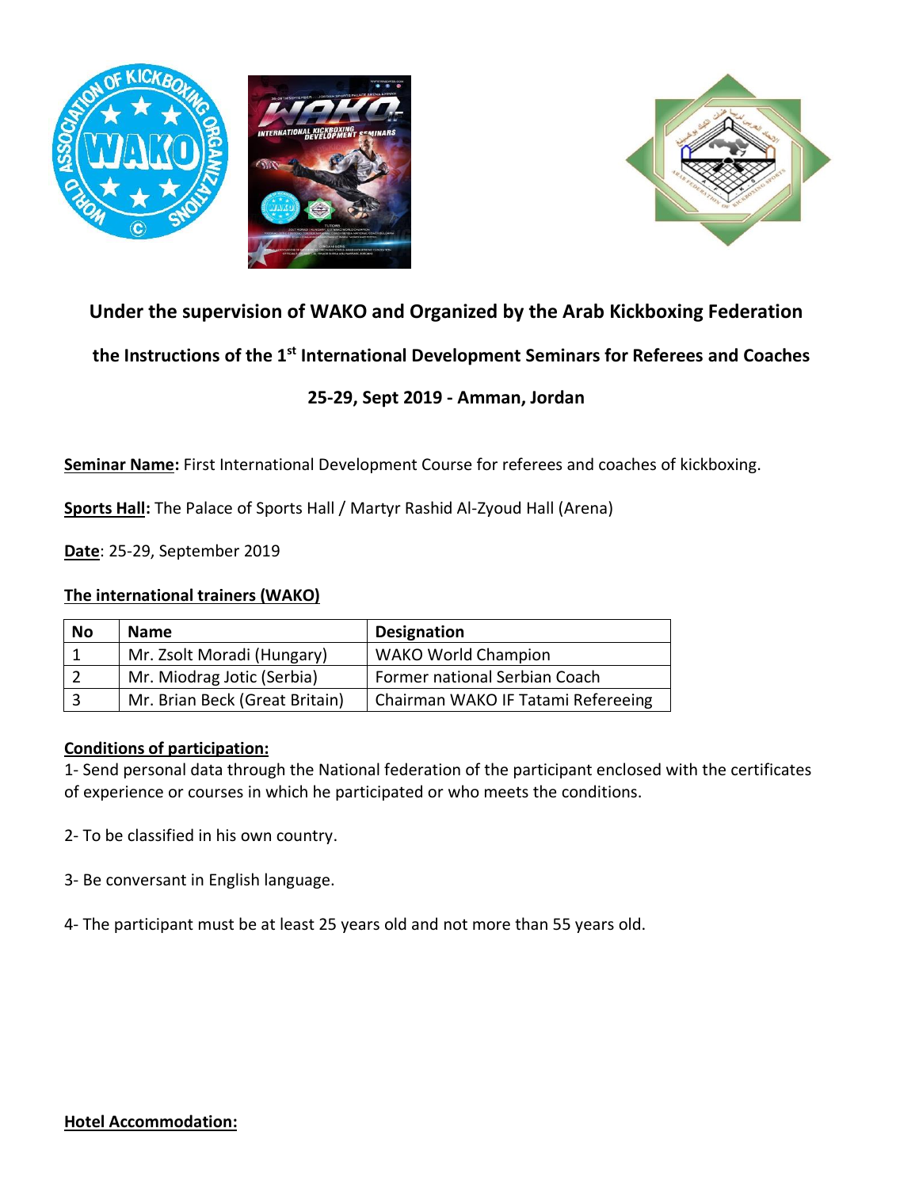**Under the supervision of WAKO and Organized by the Arab Kickboxing Federation**

**the Instructions of the 1st International Development Seminars for Referees and Coaches**

**25-29, Sept 2019 - Amman, Jordan**

**Seminar Name:** First International Development Course for referees and coaches of kickboxing.

**Sports Hall:** The Palace of Sports Hall / Martyr Rashid Al-Zyoud Hall (Arena)

**Date**: 25-29, September 2019

**The international trainers (WAKO)**

| No | Name | Designation |
|---|---|---|
| 1 | Mr. Zsolt Moradi (Hungary) | WAKO World Champion |
| 2 | Mr. Miodrag Jotic (Serbia) | Former national Serbian Coach |
| 3 | Mr. Brian Beck (Great Britain) | Chairman WAKO IF Tatami Refereeing |

**Conditions of participation:**

1- Send personal data through the National federation of the participant enclosed with the certificates of experience or courses in which he participated or who meets the conditions.

2- To be classified in his own country.

3- Be conversant in English language.

4- The participant must be at least 25 years old and not more than 55 years old.

**Hotel Accommodation:**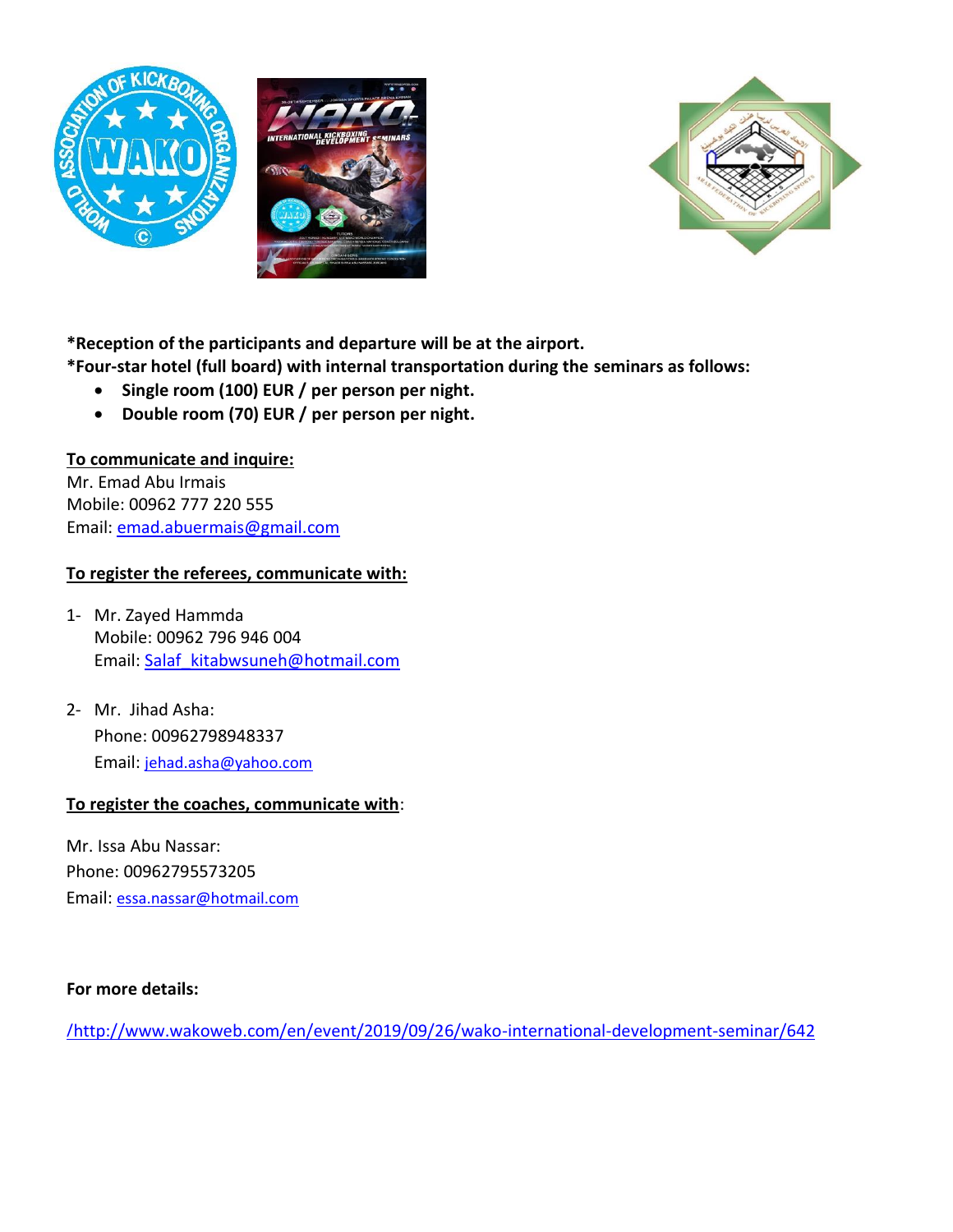**\*Reception of the participants and departure will be at the airport.**
**\*Four-star hotel (full board) with internal transportation during the seminars as follows:**

- **Single room (100) EUR / per person per night.**
- **Double room (70) EUR / per person per night.**

**To communicate and inquire:**
Mr. Emad Abu Irmais
Mobile: 00962 777 220 555
Email: emad.abuermais@gmail.com

**To register the referees, communicate with:**

1- Mr. Zayed Hammda
Mobile: 00962 796 946 004
Email: Salaf_kitabwsuneh@hotmail.com

2- Mr. Jihad Asha:
Phone: 00962798948337
Email: jehad.asha@yahoo.com

**To register the coaches, communicate with**:

Mr. Issa Abu Nassar:
Phone: 00962795573205
Email: essa.nassar@hotmail.com

**For more details:**

/http://www.wakoweb.com/en/event/2019/09/26/wako-international-development-seminar/642